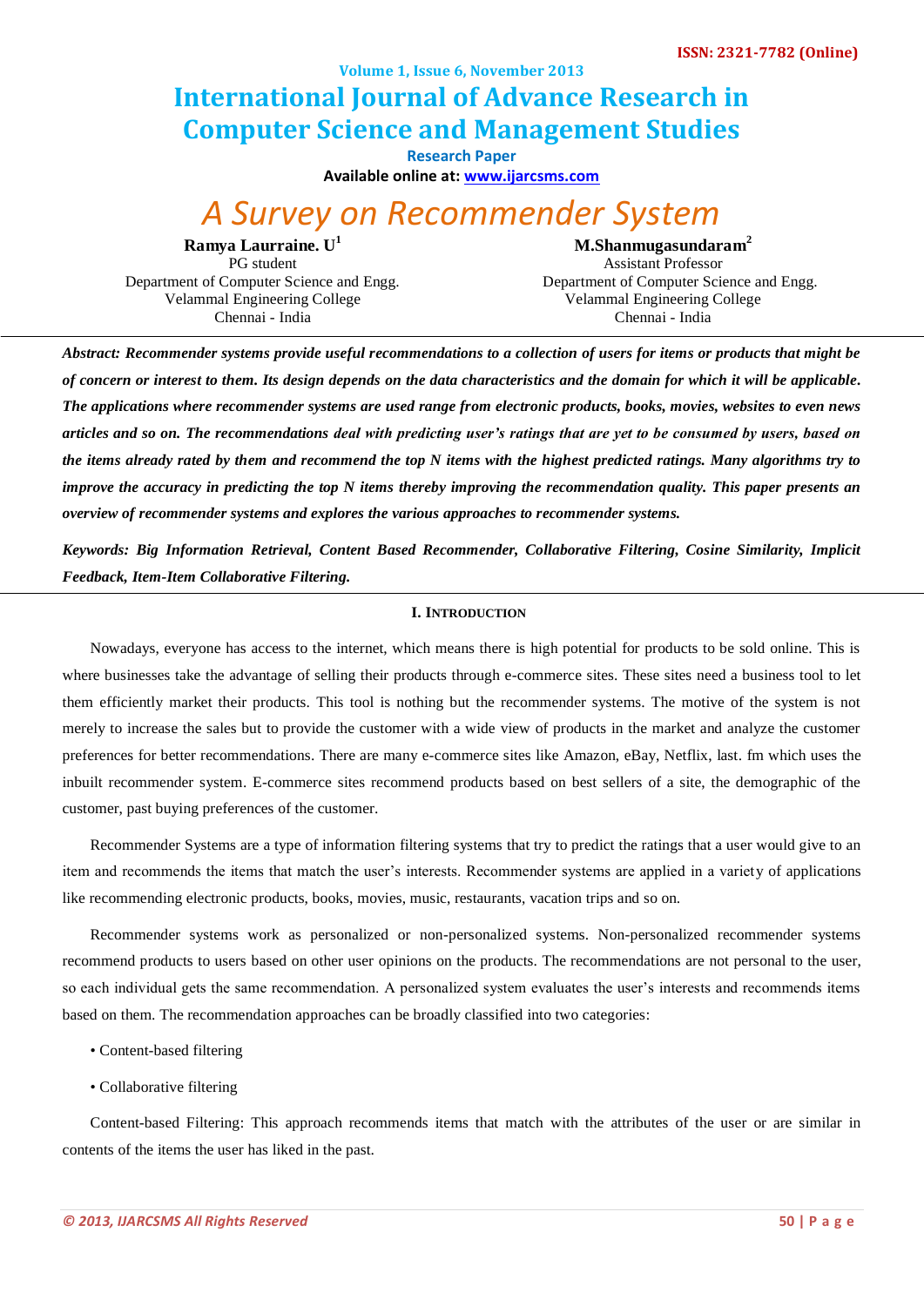# A Survey on Recommender System

**Ramya Laurraine. U**[1]
PG student
Department of Computer Science and Engg.
Velammal Engineering College
Chennai - India

**M.Shanmugasundaram**[2]
Assistant Professor
Department of Computer Science and Engg.
Velammal Engineering College
Chennai - India

***Abstract: Recommender systems provide useful recommendations to a collection of users for items or products that might be of concern or interest to them. Its design depends on the data characteristics and the domain for which it will be applicable. The applications where recommender systems are used range from electronic products, books, movies, websites to even news articles and so on. The recommendations deal with predicting user's ratings that are yet to be consumed by users, based on the items already rated by them and recommend the top N items with the highest predicted ratings. Many algorithms try to improve the accuracy in predicting the top N items thereby improving the recommendation quality. This paper presents an overview of recommender systems and explores the various approaches to recommender systems.***

***Keywords: Big Information Retrieval, Content Based Recommender, Collaborative Filtering, Cosine Similarity, Implicit Feedback, Item-Item Collaborative Filtering.***

## I. Introduction

Nowadays, everyone has access to the internet, which means there is high potential for products to be sold online. This is where businesses take the advantage of selling their products through e-commerce sites. These sites need a business tool to let them efficiently market their products. This tool is nothing but the recommender systems. The motive of the system is not merely to increase the sales but to provide the customer with a wide view of products in the market and analyze the customer preferences for better recommendations. There are many e-commerce sites like Amazon, eBay, Netflix, last. fm which uses the inbuilt recommender system. E-commerce sites recommend products based on best sellers of a site, the demographic of the customer, past buying preferences of the customer.

Recommender Systems are a type of information filtering systems that try to predict the ratings that a user would give to an item and recommends the items that match the user's interests. Recommender systems are applied in a variety of applications like recommending electronic products, books, movies, music, restaurants, vacation trips and so on.

Recommender systems work as personalized or non-personalized systems. Non-personalized recommender systems recommend products to users based on other user opinions on the products. The recommendations are not personal to the user, so each individual gets the same recommendation. A personalized system evaluates the user's interests and recommends items based on them. The recommendation approaches can be broadly classified into two categories:

- Content-based filtering
- Collaborative filtering

Content-based Filtering: This approach recommends items that match with the attributes of the user or are similar in contents of the items the user has liked in the past.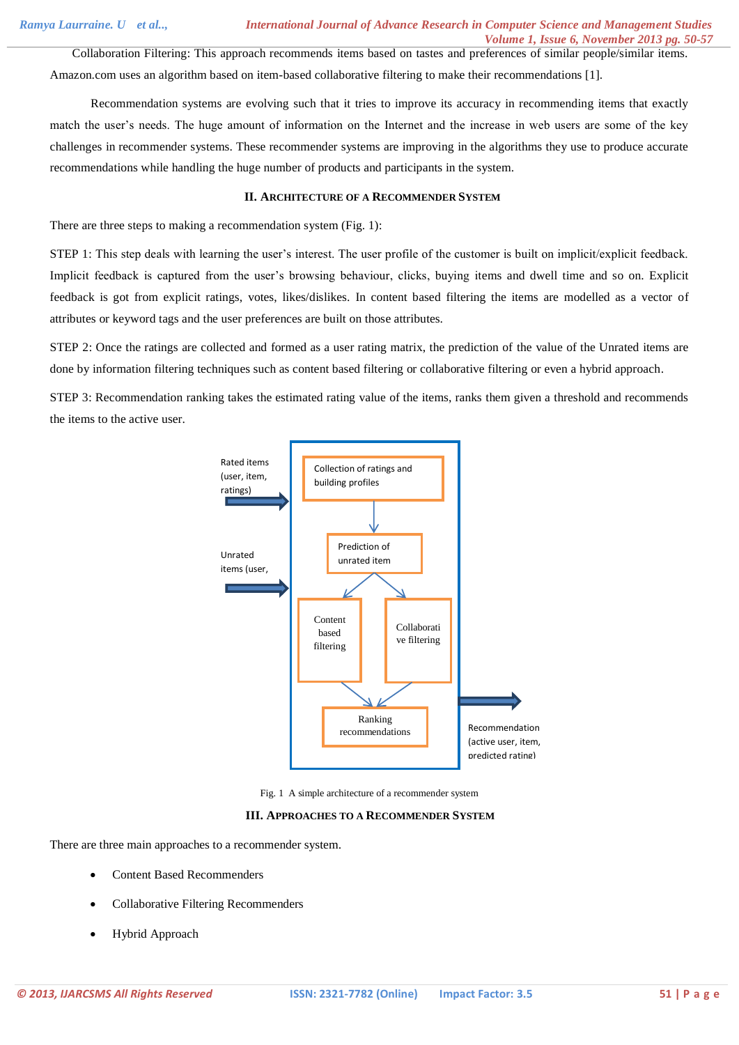Collaboration Filtering: This approach recommends items based on tastes and preferences of similar people/similar items. Amazon.com uses an algorithm based on item-based collaborative filtering to make their recommendations [1].

Recommendation systems are evolving such that it tries to improve its accuracy in recommending items that exactly match the user's needs. The huge amount of information on the Internet and the increase in web users are some of the key challenges in recommender systems. These recommender systems are improving in the algorithms they use to produce accurate recommendations while handling the huge number of products and participants in the system.

## II. Architecture of a Recommender System

There are three steps to making a recommendation system (Fig. 1):

STEP 1: This step deals with learning the user's interest. The user profile of the customer is built on implicit/explicit feedback. Implicit feedback is captured from the user's browsing behaviour, clicks, buying items and dwell time and so on. Explicit feedback is got from explicit ratings, votes, likes/dislikes. In content based filtering the items are modelled as a vector of attributes or keyword tags and the user preferences are built on those attributes.

STEP 2: Once the ratings are collected and formed as a user rating matrix, the prediction of the value of the Unrated items are done by information filtering techniques such as content based filtering or collaborative filtering or even a hybrid approach.

STEP 3: Recommendation ranking takes the estimated rating value of the items, ranks them given a threshold and recommends the items to the active user.

Rated items (user, item, ratings) → Collection of ratings and building profiles → Prediction of unrated item → Content based filtering / Collaborative filtering → Ranking recommendations → Recommendation (active user, item, predicted rating)

Unrated items (user, → 

Fig. 1 A simple architecture of a recommender system

## III. Approaches to a Recommender System

There are three main approaches to a recommender system.

- Content Based Recommenders
- Collaborative Filtering Recommenders
- Hybrid Approach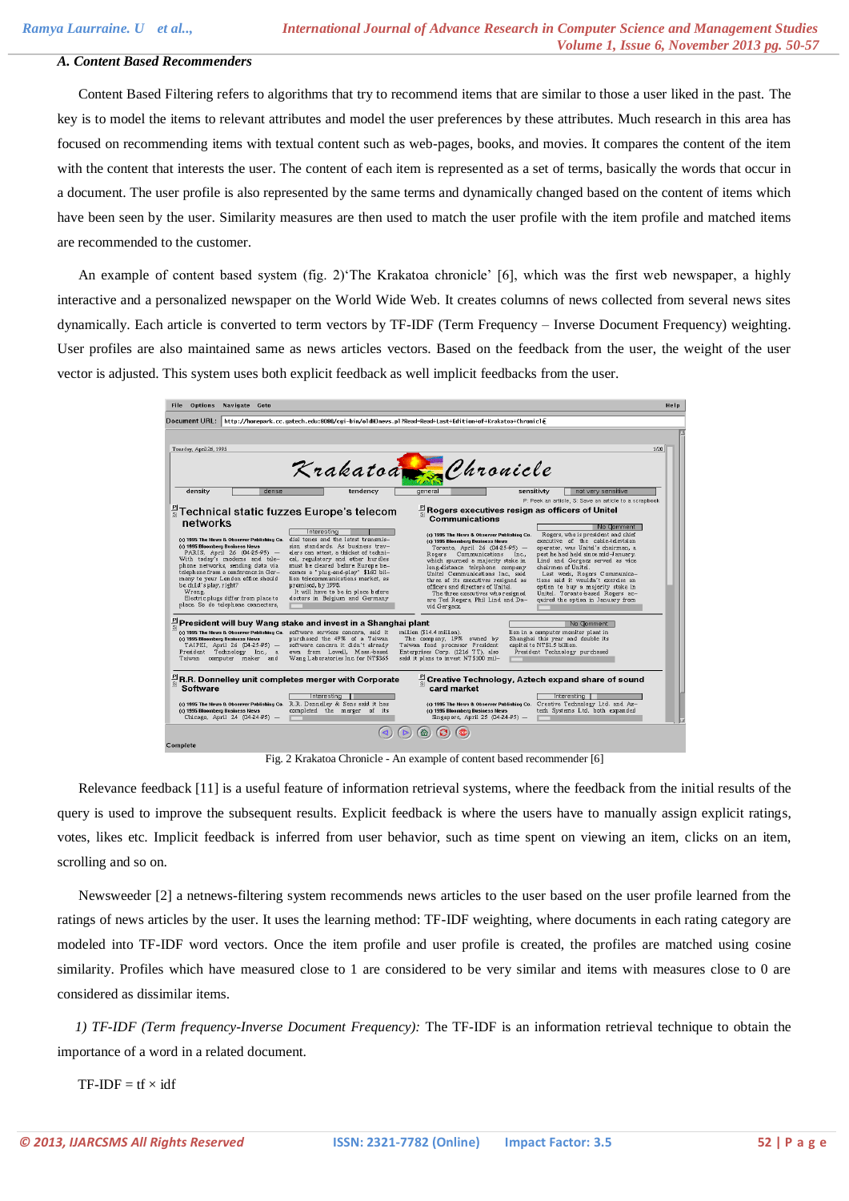### A. Content Based Recommenders

Content Based Filtering refers to algorithms that try to recommend items that are similar to those a user liked in the past. The key is to model the items to relevant attributes and model the user preferences by these attributes. Much research in this area has focused on recommending items with textual content such as web-pages, books, and movies. It compares the content of the item with the content that interests the user. The content of each item is represented as a set of terms, basically the words that occur in a document. The user profile is also represented by the same terms and dynamically changed based on the content of items which have been seen by the user. Similarity measures are then used to match the user profile with the item profile and matched items are recommended to the customer.

An example of content based system (fig. 2)'The Krakatoa chronicle' [6], which was the first web newspaper, a highly interactive and a personalized newspaper on the World Wide Web. It creates columns of news collected from several news sites dynamically. Each article is converted to term vectors by TF-IDF (Term Frequency – Inverse Document Frequency) weighting. User profiles are also maintained same as news articles vectors. Based on the feedback from the user, the weight of the user vector is adjusted. This system uses both explicit feedback as well implicit feedbacks from the user.

Fig. 2 Krakatoa Chronicle - An example of content based recommender [6]

Relevance feedback [11] is a useful feature of information retrieval systems, where the feedback from the initial results of the query is used to improve the subsequent results. Explicit feedback is where the users have to manually assign explicit ratings, votes, likes etc. Implicit feedback is inferred from user behavior, such as time spent on viewing an item, clicks on an item, scrolling and so on.

Newsweeder [2] a netnews-filtering system recommends news articles to the user based on the user profile learned from the ratings of news articles by the user. It uses the learning method: TF-IDF weighting, where documents in each rating category are modeled into TF-IDF word vectors. Once the item profile and user profile is created, the profiles are matched using cosine similarity. Profiles which have measured close to 1 are considered to be very similar and items with measures close to 0 are considered as dissimilar items.

*1) TF-IDF (Term frequency-Inverse Document Frequency):* The TF-IDF is an information retrieval technique to obtain the importance of a word in a related document.

$$\text{TF-IDF} = tf \times idf$$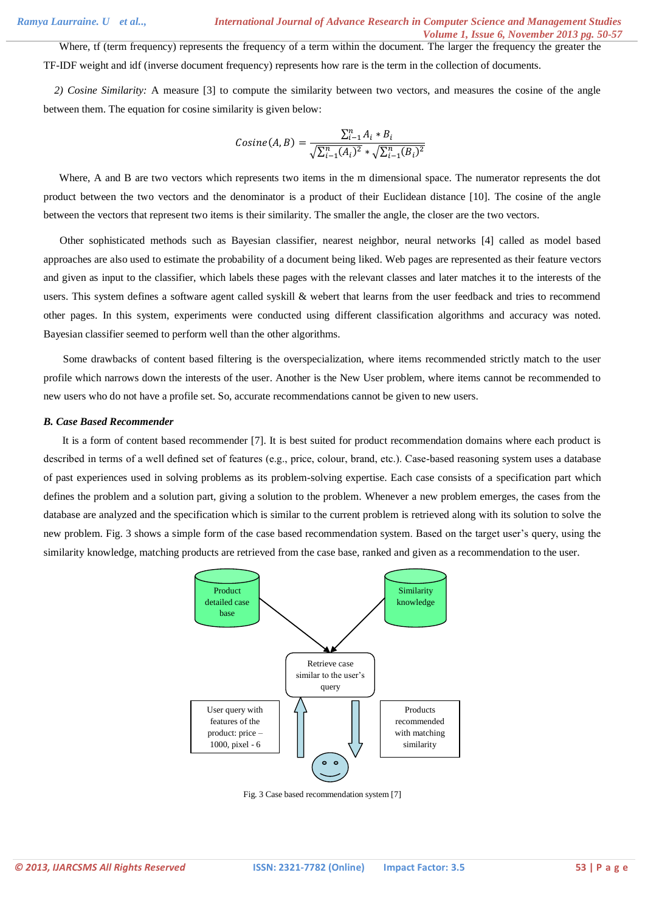Where, tf (term frequency) represents the frequency of a term within the document. The larger the frequency the greater the TF-IDF weight and idf (inverse document frequency) represents how rare is the term in the collection of documents.

*2) Cosine Similarity:* A measure [3] to compute the similarity between two vectors, and measures the cosine of the angle between them. The equation for cosine similarity is given below:

$$Cosine(A,B) = \frac{\sum_{i-1}^{n} A_i * B_i}{\sqrt{\sum_{i-1}^{n} (A_i)^2} * \sqrt{\sum_{i-1}^{n} (B_i)^2}}$$

Where, A and B are two vectors which represents two items in the m dimensional space. The numerator represents the dot product between the two vectors and the denominator is a product of their Euclidean distance [10]. The cosine of the angle between the vectors that represent two items is their similarity. The smaller the angle, the closer are the two vectors.

Other sophisticated methods such as Bayesian classifier, nearest neighbor, neural networks [4] called as model based approaches are also used to estimate the probability of a document being liked. Web pages are represented as their feature vectors and given as input to the classifier, which labels these pages with the relevant classes and later matches it to the interests of the users. This system defines a software agent called syskill & webert that learns from the user feedback and tries to recommend other pages. In this system, experiments were conducted using different classification algorithms and accuracy was noted. Bayesian classifier seemed to perform well than the other algorithms.

Some drawbacks of content based filtering is the overspecialization, where items recommended strictly match to the user profile which narrows down the interests of the user. Another is the New User problem, where items cannot be recommended to new users who do not have a profile set. So, accurate recommendations cannot be given to new users.

### *B. Case Based Recommender*

It is a form of content based recommender [7]. It is best suited for product recommendation domains where each product is described in terms of a well defined set of features (e.g., price, colour, brand, etc.). Case-based reasoning system uses a database of past experiences used in solving problems as its problem-solving expertise. Each case consists of a specification part which defines the problem and a solution part, giving a solution to the problem. Whenever a new problem emerges, the cases from the database are analyzed and the specification which is similar to the current problem is retrieved along with its solution to solve the new problem. Fig. 3 shows a simple form of the case based recommendation system. Based on the target user's query, using the similarity knowledge, matching products are retrieved from the case base, ranked and given as a recommendation to the user.

Product detailed case base

Similarity knowledge

Retrieve case similar to the user's query

User query with features of the product: price – 1000, pixel - 6

Products recommended with matching similarity

Fig. 3 Case based recommendation system [7]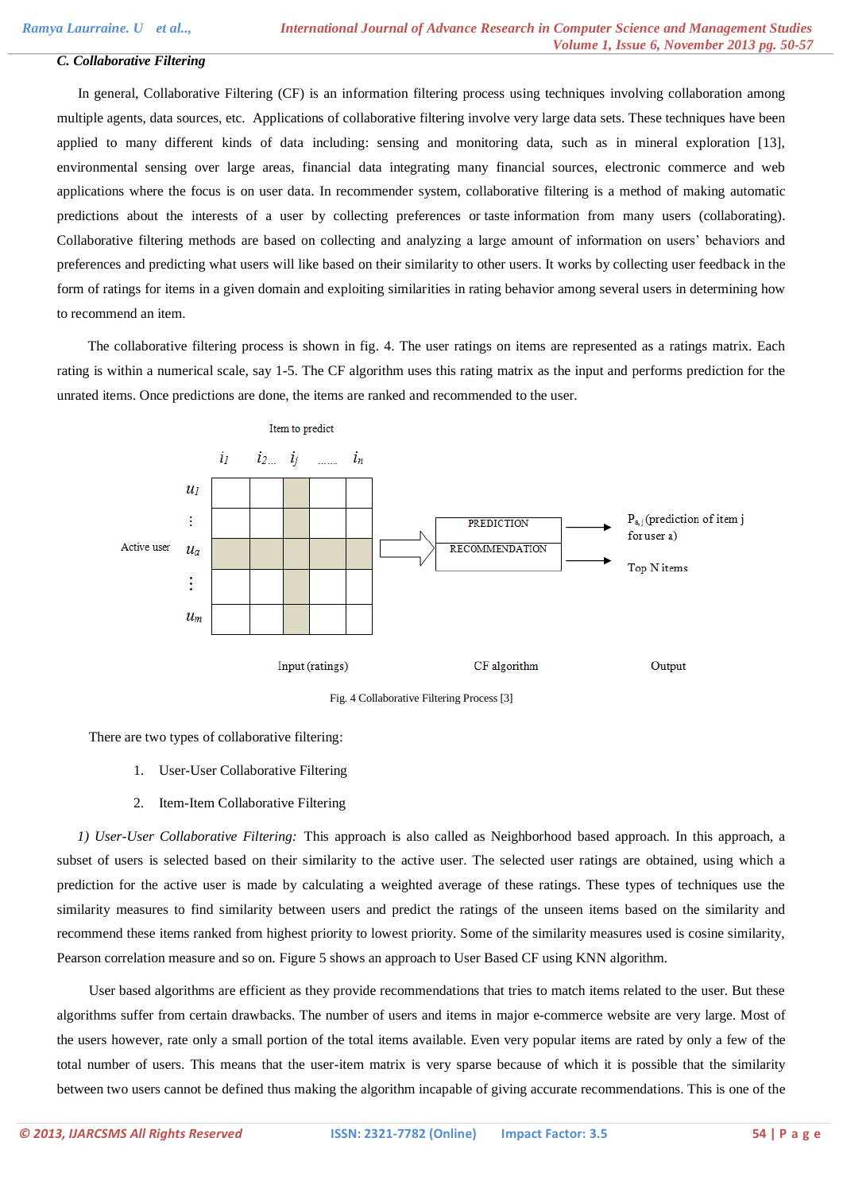### C. Collaborative Filtering

In general, Collaborative Filtering (CF) is an information filtering process using techniques involving collaboration among multiple agents, data sources, etc. Applications of collaborative filtering involve very large data sets. These techniques have been applied to many different kinds of data including: sensing and monitoring data, such as in mineral exploration [13], environmental sensing over large areas, financial data integrating many financial sources, electronic commerce and web applications where the focus is on user data. In recommender system, collaborative filtering is a method of making automatic predictions about the interests of a user by collecting preferences or taste information from many users (collaborating). Collaborative filtering methods are based on collecting and analyzing a large amount of information on users' behaviors and preferences and predicting what users will like based on their similarity to other users. It works by collecting user feedback in the form of ratings for items in a given domain and exploiting similarities in rating behavior among several users in determining how to recommend an item.

The collaborative filtering process is shown in fig. 4. The user ratings on items are represented as a ratings matrix. Each rating is within a numerical scale, say 1-5. The CF algorithm uses this rating matrix as the input and performs prediction for the unrated items. Once predictions are done, the items are ranked and recommended to the user.

Item to predict

$i_1$ $i_2$... $i_j$ ...... $i_n$

$u_1$ ⋮ Active user $u_a$ ⋮ $u_m$

PREDICTION / RECOMMENDATION

$P_{a,j}$ (prediction of item j for user a)

Top N items

Input (ratings) CF algorithm Output

Fig. 4 Collaborative Filtering Process [3]

There are two types of collaborative filtering:

1. User-User Collaborative Filtering
2. Item-Item Collaborative Filtering

*1) User-User Collaborative Filtering:* This approach is also called as Neighborhood based approach. In this approach, a subset of users is selected based on their similarity to the active user. The selected user ratings are obtained, using which a prediction for the active user is made by calculating a weighted average of these ratings. These types of techniques use the similarity measures to find similarity between users and predict the ratings of the unseen items based on the similarity and recommend these items ranked from highest priority to lowest priority. Some of the similarity measures used is cosine similarity, Pearson correlation measure and so on. Figure 5 shows an approach to User Based CF using KNN algorithm.

User based algorithms are efficient as they provide recommendations that tries to match items related to the user. But these algorithms suffer from certain drawbacks. The number of users and items in major e-commerce website are very large. Most of the users however, rate only a small portion of the total items available. Even very popular items are rated by only a few of the total number of users. This means that the user-item matrix is very sparse because of which it is possible that the similarity between two users cannot be defined thus making the algorithm incapable of giving accurate recommendations. This is one of the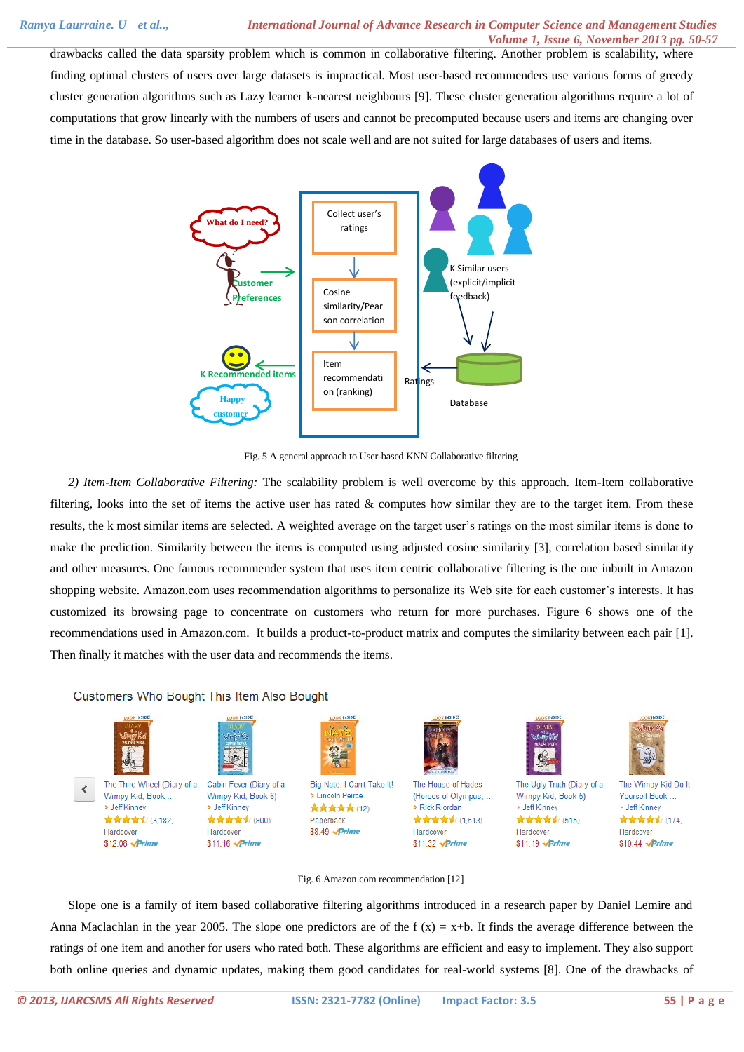drawbacks called the data sparsity problem which is common in collaborative filtering. Another problem is scalability, where finding optimal clusters of users over large datasets is impractical. Most user-based recommenders use various forms of greedy cluster generation algorithms such as Lazy learner k-nearest neighbours [9]. These cluster generation algorithms require a lot of computations that grow linearly with the numbers of users and cannot be precomputed because users and items are changing over time in the database. So user-based algorithm does not scale well and are not suited for large databases of users and items.

Fig. 5 A general approach to User-based KNN Collaborative filtering

*2) Item-Item Collaborative Filtering:* The scalability problem is well overcome by this approach. Item-Item collaborative filtering, looks into the set of items the active user has rated & computes how similar they are to the target item. From these results, the k most similar items are selected. A weighted average on the target user's ratings on the most similar items is done to make the prediction. Similarity between the items is computed using adjusted cosine similarity [3], correlation based similarity and other measures. One famous recommender system that uses item centric collaborative filtering is the one inbuilt in Amazon shopping website. Amazon.com uses recommendation algorithms to personalize its Web site for each customer's interests. It has customized its browsing page to concentrate on customers who return for more purchases. Figure 6 shows one of the recommendations used in Amazon.com. It builds a product-to-product matrix and computes the similarity between each pair [1]. Then finally it matches with the user data and recommends the items.

Fig. 6 Amazon.com recommendation [12]

Slope one is a family of item based collaborative filtering algorithms introduced in a research paper by Daniel Lemire and Anna Maclachlan in the year 2005. The slope one predictors are of the f (x) = x+b. It finds the average difference between the ratings of one item and another for users who rated both. These algorithms are efficient and easy to implement. They also support both online queries and dynamic updates, making them good candidates for real-world systems [8]. One of the drawbacks of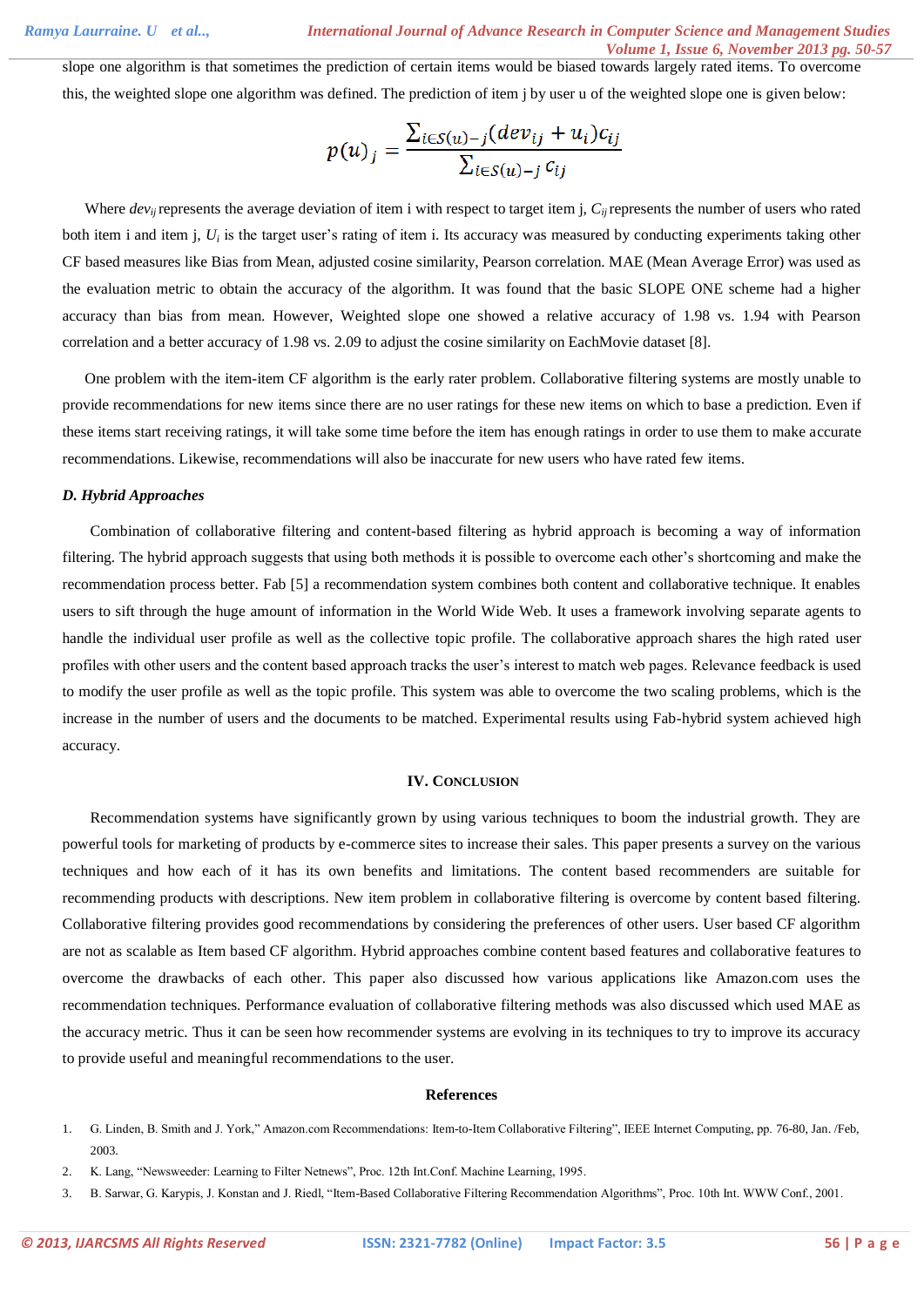slope one algorithm is that sometimes the prediction of certain items would be biased towards largely rated items. To overcome this, the weighted slope one algorithm was defined. The prediction of item j by user u of the weighted slope one is given below:

$$p(u)_j = \frac{\sum_{i \in S(u)-j} (dev_{ij} + u_i) c_{ij}}{\sum_{i \in S(u)-j} c_{ij}}$$

Where $dev_{ij}$ represents the average deviation of item i with respect to target item j, $C_{ij}$ represents the number of users who rated both item i and item j, $U_i$ is the target user's rating of item i. Its accuracy was measured by conducting experiments taking other CF based measures like Bias from Mean, adjusted cosine similarity, Pearson correlation. MAE (Mean Average Error) was used as the evaluation metric to obtain the accuracy of the algorithm. It was found that the basic SLOPE ONE scheme had a higher accuracy than bias from mean. However, Weighted slope one showed a relative accuracy of 1.98 vs. 1.94 with Pearson correlation and a better accuracy of 1.98 vs. 2.09 to adjust the cosine similarity on EachMovie dataset [8].

One problem with the item-item CF algorithm is the early rater problem. Collaborative filtering systems are mostly unable to provide recommendations for new items since there are no user ratings for these new items on which to base a prediction. Even if these items start receiving ratings, it will take some time before the item has enough ratings in order to use them to make accurate recommendations. Likewise, recommendations will also be inaccurate for new users who have rated few items.

### *D. Hybrid Approaches*

Combination of collaborative filtering and content-based filtering as hybrid approach is becoming a way of information filtering. The hybrid approach suggests that using both methods it is possible to overcome each other's shortcoming and make the recommendation process better. Fab [5] a recommendation system combines both content and collaborative technique. It enables users to sift through the huge amount of information in the World Wide Web. It uses a framework involving separate agents to handle the individual user profile as well as the collective topic profile. The collaborative approach shares the high rated user profiles with other users and the content based approach tracks the user's interest to match web pages. Relevance feedback is used to modify the user profile as well as the topic profile. This system was able to overcome the two scaling problems, which is the increase in the number of users and the documents to be matched. Experimental results using Fab-hybrid system achieved high accuracy.

## IV. Conclusion

Recommendation systems have significantly grown by using various techniques to boom the industrial growth. They are powerful tools for marketing of products by e-commerce sites to increase their sales. This paper presents a survey on the various techniques and how each of it has its own benefits and limitations. The content based recommenders are suitable for recommending products with descriptions. New item problem in collaborative filtering is overcome by content based filtering. Collaborative filtering provides good recommendations by considering the preferences of other users. User based CF algorithm are not as scalable as Item based CF algorithm. Hybrid approaches combine content based features and collaborative features to overcome the drawbacks of each other. This paper also discussed how various applications like Amazon.com uses the recommendation techniques. Performance evaluation of collaborative filtering methods was also discussed which used MAE as the accuracy metric. Thus it can be seen how recommender systems are evolving in its techniques to try to improve its accuracy to provide useful and meaningful recommendations to the user.

## References

1. G. Linden, B. Smith and J. York," Amazon.com Recommendations: Item-to-Item Collaborative Filtering", IEEE Internet Computing, pp. 76-80, Jan. /Feb, 2003.
2. K. Lang, "Newsweeder: Learning to Filter Netnews", Proc. 12th Int.Conf. Machine Learning, 1995.
3. B. Sarwar, G. Karypis, J. Konstan and J. Riedl, "Item-Based Collaborative Filtering Recommendation Algorithms", Proc. 10th Int. WWW Conf., 2001.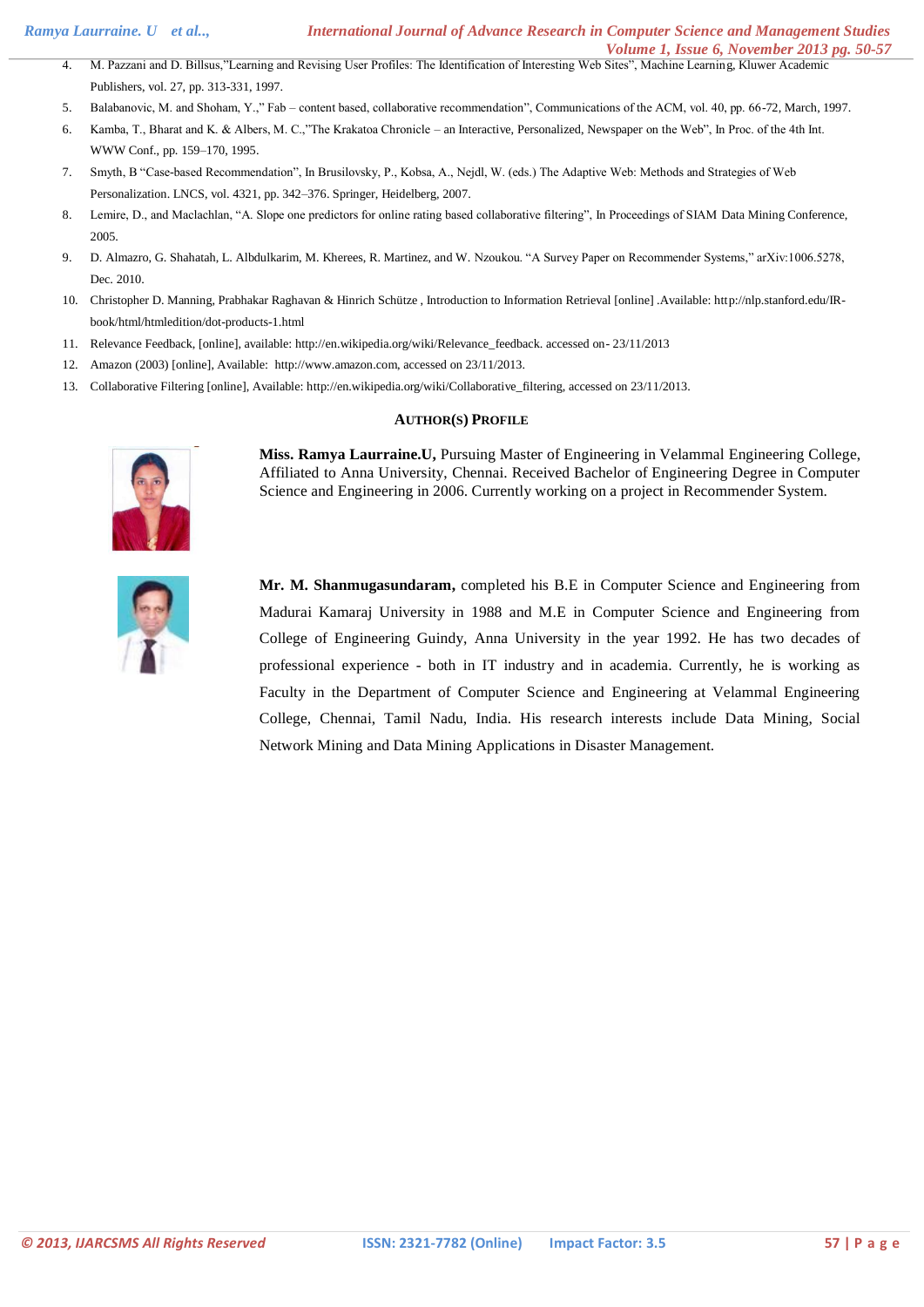4. M. Pazzani and D. Billsus,"Learning and Revising User Profiles: The Identification of Interesting Web Sites", Machine Learning, Kluwer Academic Publishers, vol. 27, pp. 313-331, 1997.
5. Balabanovic, M. and Shoham, Y.," Fab – content based, collaborative recommendation", Communications of the ACM, vol. 40, pp. 66-72, March, 1997.
6. Kamba, T., Bharat and K. & Albers, M. C.,"The Krakatoa Chronicle – an Interactive, Personalized, Newspaper on the Web", In Proc. of the 4th Int. WWW Conf., pp. 159–170, 1995.
7. Smyth, B "Case-based Recommendation", In Brusilovsky, P., Kobsa, A., Nejdl, W. (eds.) The Adaptive Web: Methods and Strategies of Web Personalization. LNCS, vol. 4321, pp. 342–376. Springer, Heidelberg, 2007.
8. Lemire, D., and Maclachlan, "A. Slope one predictors for online rating based collaborative filtering", In Proceedings of SIAM Data Mining Conference, 2005.
9. D. Almazro, G. Shahatah, L. Albdulkarim, M. Kherees, R. Martinez, and W. Nzoukou. "A Survey Paper on Recommender Systems," arXiv:1006.5278, Dec. 2010.
10. Christopher D. Manning, Prabhakar Raghavan & Hinrich Schütze , Introduction to Information Retrieval [online] .Available: http://nlp.stanford.edu/IR-book/html/htmledition/dot-products-1.html
11. Relevance Feedback, [online], available: http://en.wikipedia.org/wiki/Relevance_feedback. accessed on- 23/11/2013
12. Amazon (2003) [online], Available: http://www.amazon.com, accessed on 23/11/2013.
13. Collaborative Filtering [online], Available: http://en.wikipedia.org/wiki/Collaborative_filtering, accessed on 23/11/2013.

## AUTHOR(S) PROFILE

**Miss. Ramya Laurraine.U,** Pursuing Master of Engineering in Velammal Engineering College, Affiliated to Anna University, Chennai. Received Bachelor of Engineering Degree in Computer Science and Engineering in 2006. Currently working on a project in Recommender System.

**Mr. M. Shanmugasundaram,** completed his B.E in Computer Science and Engineering from Madurai Kamaraj University in 1988 and M.E in Computer Science and Engineering from College of Engineering Guindy, Anna University in the year 1992. He has two decades of professional experience - both in IT industry and in academia. Currently, he is working as Faculty in the Department of Computer Science and Engineering at Velammal Engineering College, Chennai, Tamil Nadu, India. His research interests include Data Mining, Social Network Mining and Data Mining Applications in Disaster Management.